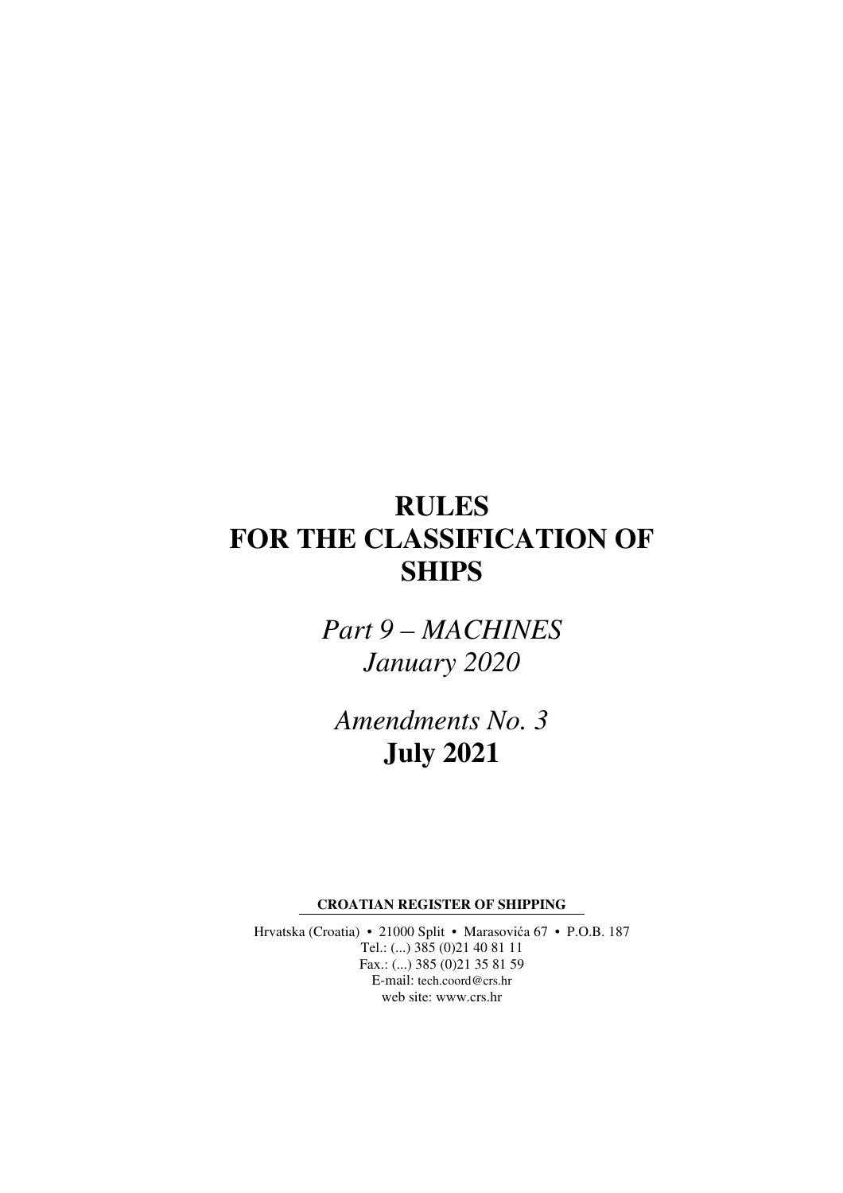# RULES FOR THE CLASSIFICATION OF SHIPS

*Part 9 – MACHINES*
*January 2020*

*Amendments No. 3*
**July 2021**

**CROATIAN REGISTER OF SHIPPING**

Hrvatska (Croatia) • 21000 Split • Marasovića 67 • P.O.B. 187
Tel.: (...) 385 (0)21 40 81 11
Fax.: (...) 385 (0)21 35 81 59
E-mail: tech.coord@crs.hr
web site: www.crs.hr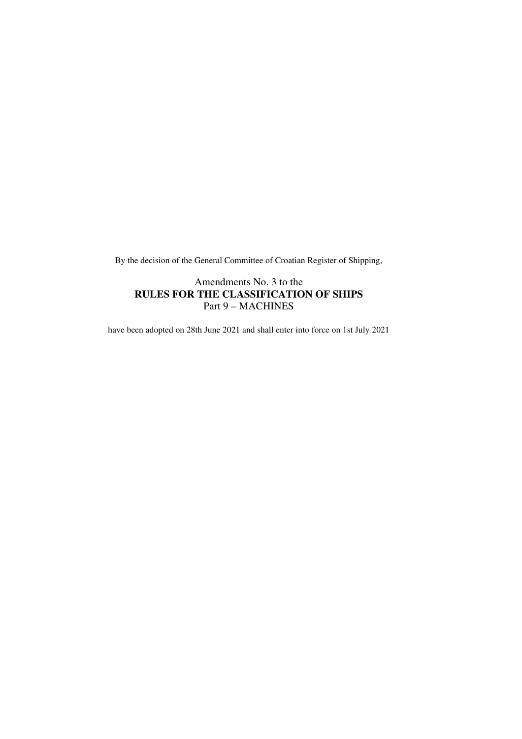By the decision of the General Committee of Croatian Register of Shipping,

Amendments No. 3 to the

**RULES FOR THE CLASSIFICATION OF SHIPS**

Part 9 – MACHINES

have been adopted on 28th June 2021 and shall enter into force on 1st July 2021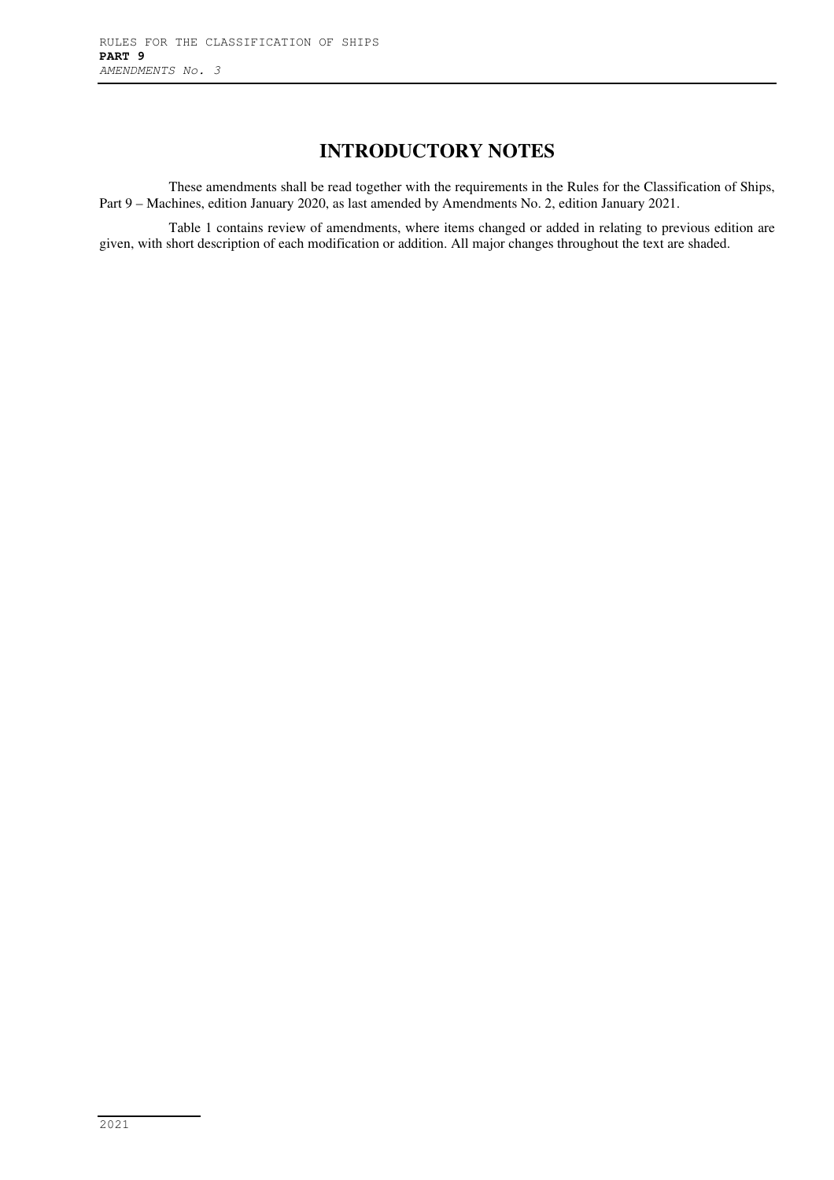# INTRODUCTORY NOTES

These amendments shall be read together with the requirements in the Rules for the Classification of Ships, Part 9 – Machines, edition January 2020, as last amended by Amendments No. 2, edition January 2021.

Table 1 contains review of amendments, where items changed or added in relating to previous edition are given, with short description of each modification or addition. All major changes throughout the text are shaded.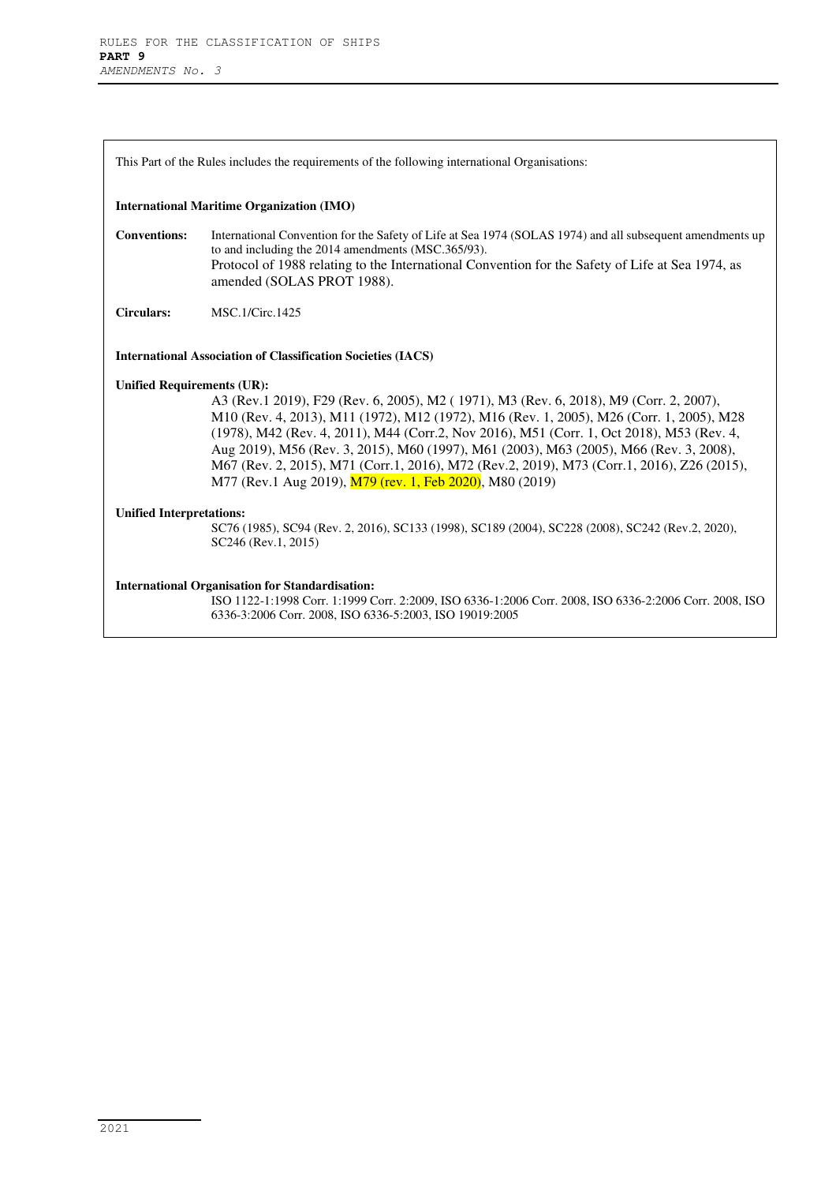This Part of the Rules includes the requirements of the following international Organisations:

**International Maritime Organization (IMO)**

**Conventions:** International Convention for the Safety of Life at Sea 1974 (SOLAS 1974) and all subsequent amendments up to and including the 2014 amendments (MSC.365/93).
Protocol of 1988 relating to the International Convention for the Safety of Life at Sea 1974, as amended (SOLAS PROT 1988).

**Circulars:** MSC.1/Circ.1425

**International Association of Classification Societies (IACS)**

**Unified Requirements (UR):**
A3 (Rev.1 2019), F29 (Rev. 6, 2005), M2 ( 1971), M3 (Rev. 6, 2018), M9 (Corr. 2, 2007), M10 (Rev. 4, 2013), M11 (1972), M12 (1972), M16 (Rev. 1, 2005), M26 (Corr. 1, 2005), M28 (1978), M42 (Rev. 4, 2011), M44 (Corr.2, Nov 2016), M51 (Corr. 1, Oct 2018), M53 (Rev. 4, Aug 2019), M56 (Rev. 3, 2015), M60 (1997), M61 (2003), M63 (2005), M66 (Rev. 3, 2008), M67 (Rev. 2, 2015), M71 (Corr.1, 2016), M72 (Rev.2, 2019), M73 (Corr.1, 2016), Z26 (2015), M77 (Rev.1 Aug 2019), M79 (rev. 1, Feb 2020), M80 (2019)

**Unified Interpretations:**
SC76 (1985), SC94 (Rev. 2, 2016), SC133 (1998), SC189 (2004), SC228 (2008), SC242 (Rev.2, 2020), SC246 (Rev.1, 2015)

**International Organisation for Standardisation:**
ISO 1122-1:1998 Corr. 1:1999 Corr. 2:2009, ISO 6336-1:2006 Corr. 2008, ISO 6336-2:2006 Corr. 2008, ISO 6336-3:2006 Corr. 2008, ISO 6336-5:2003, ISO 19019:2005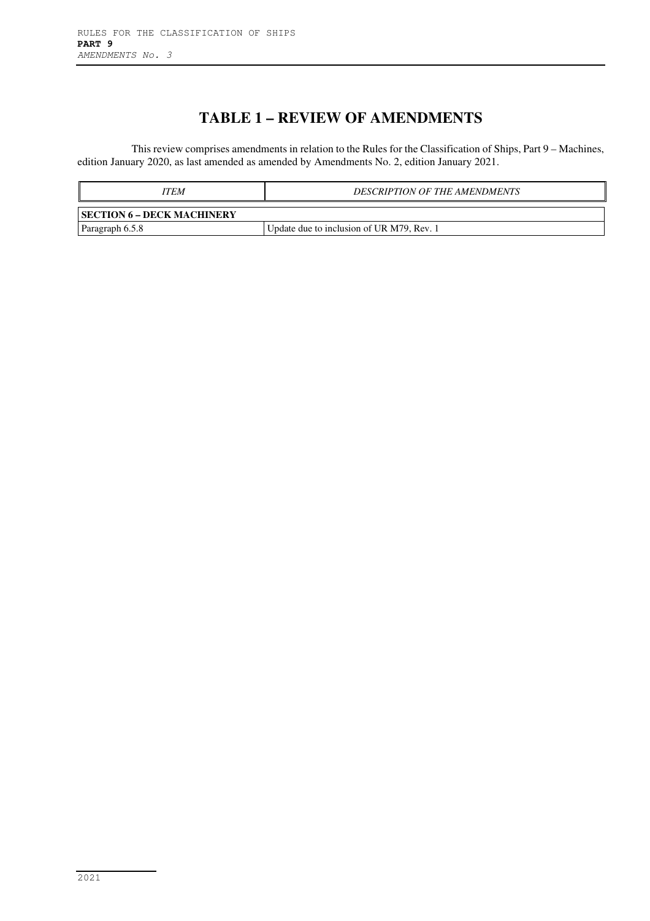# TABLE 1 – REVIEW OF AMENDMENTS

This review comprises amendments in relation to the Rules for the Classification of Ships, Part 9 – Machines, edition January 2020, as last amended as amended by Amendments No. 2, edition January 2021.

| *ITEM* | *DESCRIPTION OF THE AMENDMENTS* |
|---|---|
| **SECTION 6 – DECK MACHINERY** | |
| Paragraph 6.5.8 | Update due to inclusion of UR M79, Rev. 1 |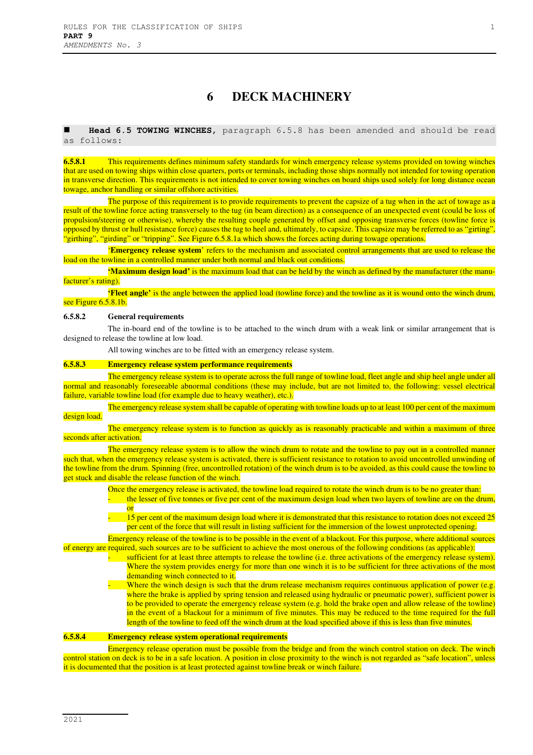# 6 DECK MACHINERY

■ **Head 6.5 TOWING WINCHES,** paragraph 6.5.8 has been amended and should be read as follows:

**6.5.8.1** This requirements defines minimum safety standards for winch emergency release systems provided on towing winches that are used on towing ships within close quarters, ports or terminals, including those ships normally not intended for towing operation in transverse direction. This requirements is not intended to cover towing winches on board ships used solely for long distance ocean towage, anchor handling or similar offshore activities.

The purpose of this requirement is to provide requirements to prevent the capsize of a tug when in the act of towage as a result of the towline force acting transversely to the tug (in beam direction) as a consequence of an unexpected event (could be loss of propulsion/steering or otherwise), whereby the resulting couple generated by offset and opposing transverse forces (towline force is opposed by thrust or hull resistance force) causes the tug to heel and, ultimately, to capsize. This capsize may be referred to as "girting", "girthing", "girding" or "tripping". See Figure 6.5.8.1a which shows the forces acting during towage operations.

'**Emergency release system**' refers to the mechanism and associated control arrangements that are used to release the load on the towline in a controlled manner under both normal and black out conditions.

**'Maximum design load'** is the maximum load that can be held by the winch as defined by the manufacturer (the manufacturer's rating).

**'Fleet angle'** is the angle between the applied load (towline force) and the towline as it is wound onto the winch drum, see Figure 6.5.8.1b.

**6.5.8.2 General requirements**

The in-board end of the towline is to be attached to the winch drum with a weak link or similar arrangement that is designed to release the towline at low load.

All towing winches are to be fitted with an emergency release system.

**6.5.8.3 Emergency release system performance requirements**

The emergency release system is to operate across the full range of towline load, fleet angle and ship heel angle under all normal and reasonably foreseeable abnormal conditions (these may include, but are not limited to, the following: vessel electrical failure, variable towline load (for example due to heavy weather), etc.).

The emergency release system shall be capable of operating with towline loads up to at least 100 per cent of the maximum design load.

The emergency release system is to function as quickly as is reasonably practicable and within a maximum of three seconds after activation.

The emergency release system is to allow the winch drum to rotate and the towline to pay out in a controlled manner such that, when the emergency release system is activated, there is sufficient resistance to rotation to avoid uncontrolled unwinding of the towline from the drum. Spinning (free, uncontrolled rotation) of the winch drum is to be avoided, as this could cause the towline to get stuck and disable the release function of the winch.

Once the emergency release is activated, the towline load required to rotate the winch drum is to be no greater than:

- the lesser of five tonnes or five per cent of the maximum design load when two layers of towline are on the drum, or
- 15 per cent of the maximum design load where it is demonstrated that this resistance to rotation does not exceed 25 per cent of the force that will result in listing sufficient for the immersion of the lowest unprotected opening.

Emergency release of the towline is to be possible in the event of a blackout. For this purpose, where additional sources of energy are required, such sources are to be sufficient to achieve the most onerous of the following conditions (as applicable):

- sufficient for at least three attempts to release the towline (i.e. three activations of the emergency release system). Where the system provides energy for more than one winch it is to be sufficient for three activations of the most demanding winch connected to it.
- Where the winch design is such that the drum release mechanism requires continuous application of power (e.g. where the brake is applied by spring tension and released using hydraulic or pneumatic power), sufficient power is to be provided to operate the emergency release system (e.g. hold the brake open and allow release of the towline) in the event of a blackout for a minimum of five minutes. This may be reduced to the time required for the full length of the towline to feed off the winch drum at the load specified above if this is less than five minutes.

**6.5.8.4 Emergency release system operational requirements**

Emergency release operation must be possible from the bridge and from the winch control station on deck. The winch control station on deck is to be in a safe location. A position in close proximity to the winch is not regarded as "safe location", unless it is documented that the position is at least protected against towline break or winch failure.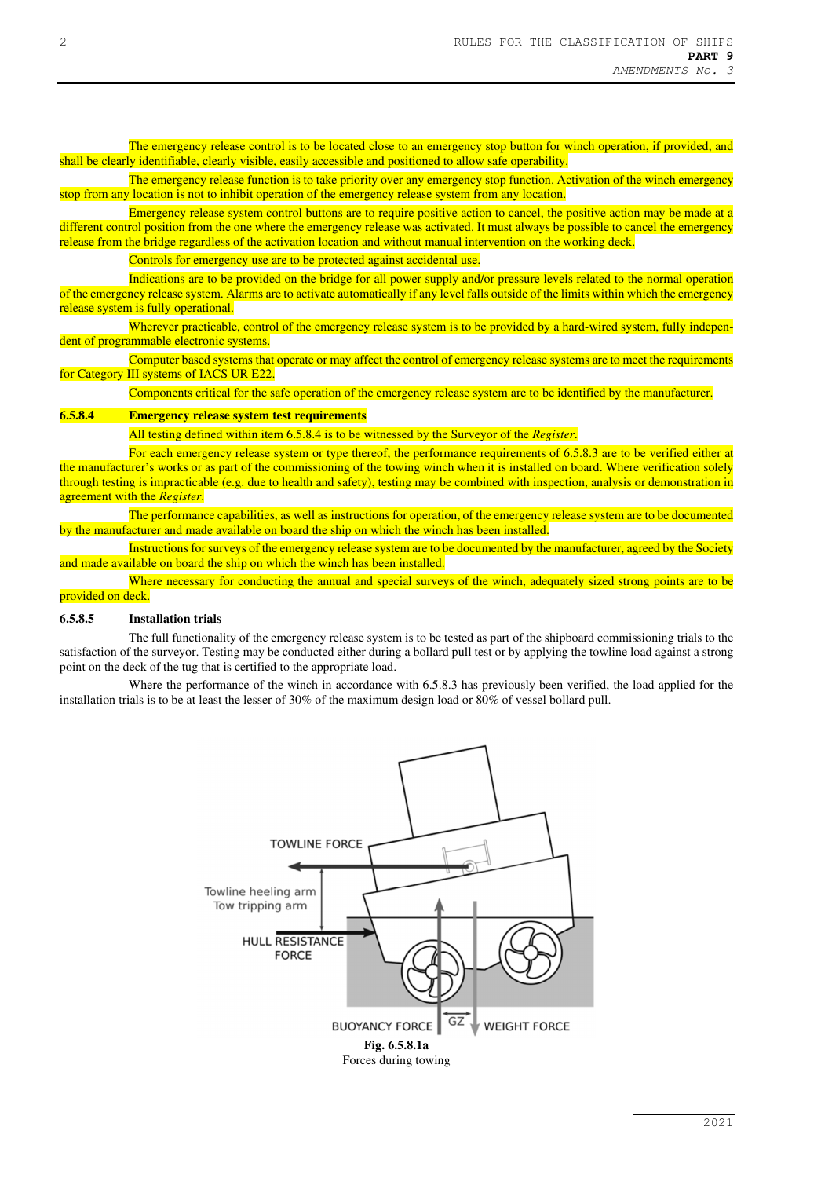The emergency release control is to be located close to an emergency stop button for winch operation, if provided, and shall be clearly identifiable, clearly visible, easily accessible and positioned to allow safe operability.

The emergency release function is to take priority over any emergency stop function. Activation of the winch emergency stop from any location is not to inhibit operation of the emergency release system from any location.

Emergency release system control buttons are to require positive action to cancel, the positive action may be made at a different control position from the one where the emergency release was activated. It must always be possible to cancel the emergency release from the bridge regardless of the activation location and without manual intervention on the working deck.

Controls for emergency use are to be protected against accidental use.

Indications are to be provided on the bridge for all power supply and/or pressure levels related to the normal operation of the emergency release system. Alarms are to activate automatically if any level falls outside of the limits within which the emergency release system is fully operational.

Wherever practicable, control of the emergency release system is to be provided by a hard-wired system, fully independent of programmable electronic systems.

Computer based systems that operate or may affect the control of emergency release systems are to meet the requirements for Category III systems of IACS UR E22.

Components critical for the safe operation of the emergency release system are to be identified by the manufacturer.

**6.5.8.4 Emergency release system test requirements**

All testing defined within item 6.5.8.4 is to be witnessed by the Surveyor of the *Register*.

For each emergency release system or type thereof, the performance requirements of 6.5.8.3 are to be verified either at the manufacturer's works or as part of the commissioning of the towing winch when it is installed on board. Where verification solely through testing is impracticable (e.g. due to health and safety), testing may be combined with inspection, analysis or demonstration in agreement with the *Register*.

The performance capabilities, as well as instructions for operation, of the emergency release system are to be documented by the manufacturer and made available on board the ship on which the winch has been installed.

Instructions for surveys of the emergency release system are to be documented by the manufacturer, agreed by the Society and made available on board the ship on which the winch has been installed.

Where necessary for conducting the annual and special surveys of the winch, adequately sized strong points are to be provided on deck.

**6.5.8.5 Installation trials**

The full functionality of the emergency release system is to be tested as part of the shipboard commissioning trials to the satisfaction of the surveyor. Testing may be conducted either during a bollard pull test or by applying the towline load against a strong point on the deck of the tug that is certified to the appropriate load.

Where the performance of the winch in accordance with 6.5.8.3 has previously been verified, the load applied for the installation trials is to be at least the lesser of 30% of the maximum design load or 80% of vessel bollard pull.

**Fig. 6.5.8.1a**
Forces during towing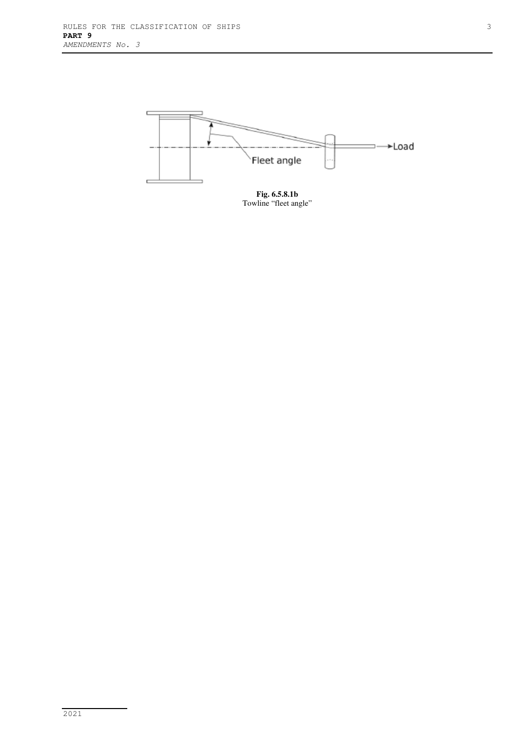Fleet angle

Load

**Fig. 6.5.8.1b**
Towline "fleet angle"